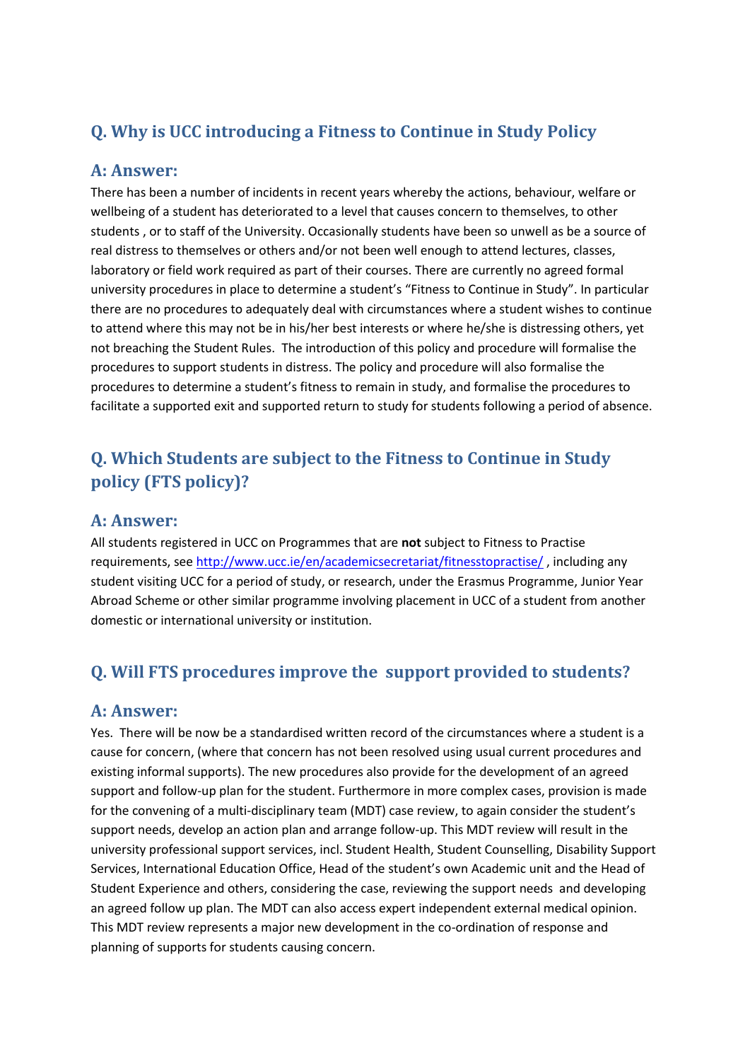## Q. Why is UCC introducing a Fitness to Continue in Study Policy

### A: Answer:

There has been a number of incidents in recent years whereby the actions, behaviour, welfare or wellbeing of a student has deteriorated to a level that causes concern to themselves, to other students , or to staff of the University. Occasionally students have been so unwell as be a source of real distress to themselves or others and/or not been well enough to attend lectures, classes, laboratory or field work required as part of their courses. There are currently no agreed formal university procedures in place to determine a student's "Fitness to Continue in Study". In particular there are no procedures to adequately deal with circumstances where a student wishes to continue to attend where this may not be in his/her best interests or where he/she is distressing others, yet not breaching the Student Rules. The introduction of this policy and procedure will formalise the procedures to support students in distress. The policy and procedure will also formalise the procedures to determine a student's fitness to remain in study, and formalise the procedures to facilitate a supported exit and supported return to study for students following a period of absence.

## Q. Which Students are subject to the Fitness to Continue in Study policy (FTS policy)?

### A: Answer:

All students registered in UCC on Programmes that are **not** subject to Fitness to Practise requirements, see http://www.ucc.ie/en/academicsecretariat/fitnesstopractise/ , including any student visiting UCC for a period of study, or research, under the Erasmus Programme, Junior Year Abroad Scheme or other similar programme involving placement in UCC of a student from another domestic or international university or institution.

## Q. Will FTS procedures improve the support provided to students?

### A: Answer:

Yes. There will be now be a standardised written record of the circumstances where a student is a cause for concern, (where that concern has not been resolved using usual current procedures and existing informal supports). The new procedures also provide for the development of an agreed support and follow-up plan for the student. Furthermore in more complex cases, provision is made for the convening of a multi-disciplinary team (MDT) case review, to again consider the student's support needs, develop an action plan and arrange follow-up. This MDT review will result in the university professional support services, incl. Student Health, Student Counselling, Disability Support Services, International Education Office, Head of the student's own Academic unit and the Head of Student Experience and others, considering the case, reviewing the support needs and developing an agreed follow up plan. The MDT can also access expert independent external medical opinion. This MDT review represents a major new development in the co-ordination of response and planning of supports for students causing concern.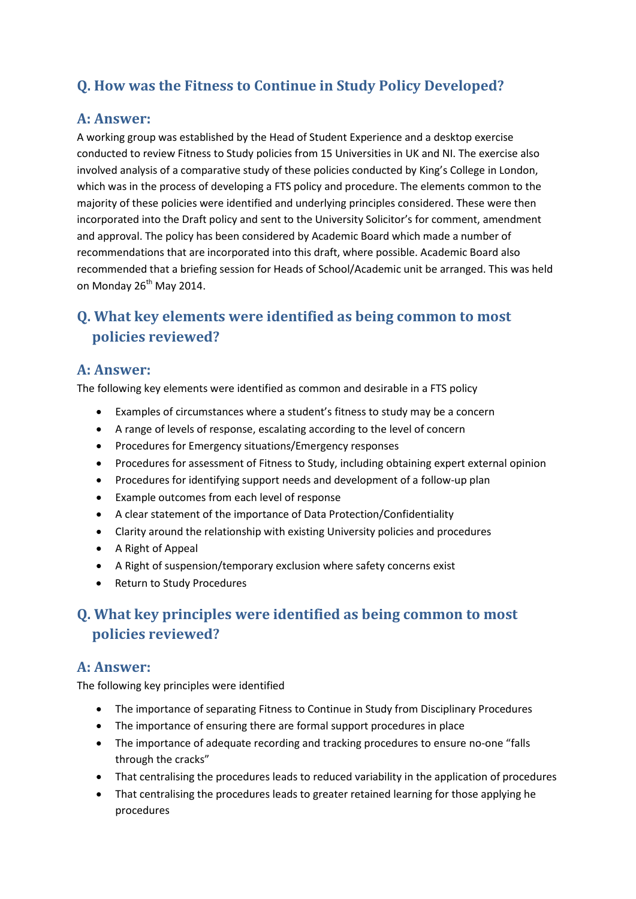## Q. How was the Fitness to Continue in Study Policy Developed?

### A: Answer:

A working group was established by the Head of Student Experience and a desktop exercise conducted to review Fitness to Study policies from 15 Universities in UK and NI. The exercise also involved analysis of a comparative study of these policies conducted by King's College in London, which was in the process of developing a FTS policy and procedure. The elements common to the majority of these policies were identified and underlying principles considered. These were then incorporated into the Draft policy and sent to the University Solicitor's for comment, amendment and approval. The policy has been considered by Academic Board which made a number of recommendations that are incorporated into this draft, where possible. Academic Board also recommended that a briefing session for Heads of School/Academic unit be arranged. This was held on Monday 26th May 2014.

## Q. What key elements were identified as being common to most policies reviewed?

### A: Answer:

The following key elements were identified as common and desirable in a FTS policy

- Examples of circumstances where a student's fitness to study may be a concern
- A range of levels of response, escalating according to the level of concern
- Procedures for Emergency situations/Emergency responses
- Procedures for assessment of Fitness to Study, including obtaining expert external opinion
- Procedures for identifying support needs and development of a follow-up plan
- Example outcomes from each level of response
- A clear statement of the importance of Data Protection/Confidentiality
- Clarity around the relationship with existing University policies and procedures
- A Right of Appeal
- A Right of suspension/temporary exclusion where safety concerns exist
- Return to Study Procedures

## Q. What key principles were identified as being common to most policies reviewed?

### A: Answer:

The following key principles were identified

- The importance of separating Fitness to Continue in Study from Disciplinary Procedures
- The importance of ensuring there are formal support procedures in place
- The importance of adequate recording and tracking procedures to ensure no-one "falls through the cracks"
- That centralising the procedures leads to reduced variability in the application of procedures
- That centralising the procedures leads to greater retained learning for those applying he procedures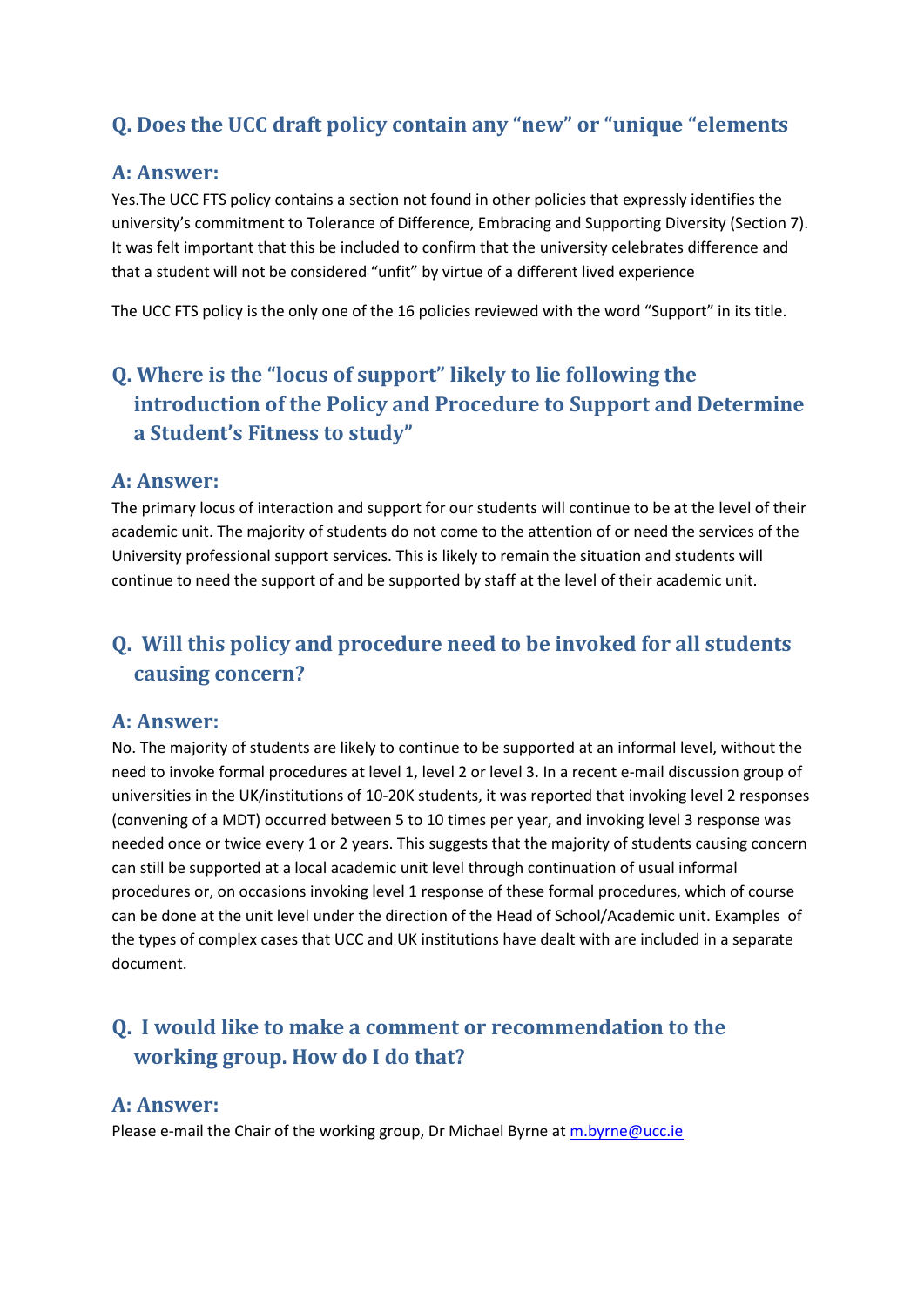## Q. Does the UCC draft policy contain any “new” or “unique “elements

### A: Answer:

Yes.The UCC FTS policy contains a section not found in other policies that expressly identifies the university’s commitment to Tolerance of Difference, Embracing and Supporting Diversity (Section 7). It was felt important that this be included to confirm that the university celebrates difference and that a student will not be considered “unfit” by virtue of a different lived experience

The UCC FTS policy is the only one of the 16 policies reviewed with the word “Support” in its title.

## Q. Where is the “locus of support” likely to lie following the introduction of the Policy and Procedure to Support and Determine a Student’s Fitness to study”

### A: Answer:

The primary locus of interaction and support for our students will continue to be at the level of their academic unit. The majority of students do not come to the attention of or need the services of the University professional support services. This is likely to remain the situation and students will continue to need the support of and be supported by staff at the level of their academic unit.

## Q. Will this policy and procedure need to be invoked for all students causing concern?

### A: Answer:

No. The majority of students are likely to continue to be supported at an informal level, without the need to invoke formal procedures at level 1, level 2 or level 3. In a recent e-mail discussion group of universities in the UK/institutions of 10-20K students, it was reported that invoking level 2 responses (convening of a MDT) occurred between 5 to 10 times per year, and invoking level 3 response was needed once or twice every 1 or 2 years. This suggests that the majority of students causing concern can still be supported at a local academic unit level through continuation of usual informal procedures or, on occasions invoking level 1 response of these formal procedures, which of course can be done at the unit level under the direction of the Head of School/Academic unit. Examples of the types of complex cases that UCC and UK institutions have dealt with are included in a separate document.

## Q. I would like to make a comment or recommendation to the working group. How do I do that?

### A: Answer:

Please e-mail the Chair of the working group, Dr Michael Byrne at m.byrne@ucc.ie